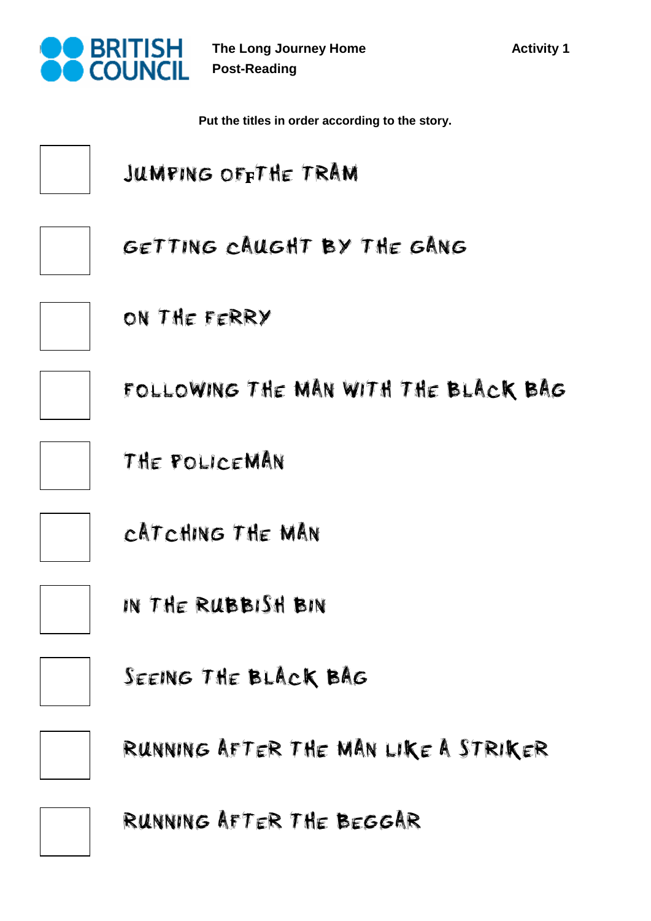**The Long Journey Home**
**Post-Reading**

**Activity 1**

**Put the titles in order according to the story.**

- [ ] JUMPING OFF THE TRAM
- [ ] GETTING CAUGHT BY THE GANG
- [ ] ON THE FERRY
- [ ] FOLLOWING THE MAN WITH THE BLACK BAG
- [ ] THE POLICEMAN
- [ ] CATCHING THE MAN
- [ ] IN THE RUBBISH BIN
- [ ] SEEING THE BLACK BAG
- [ ] RUNNING AFTER THE MAN LIKE A STRIKER
- [ ] RUNNING AFTER THE BEGGAR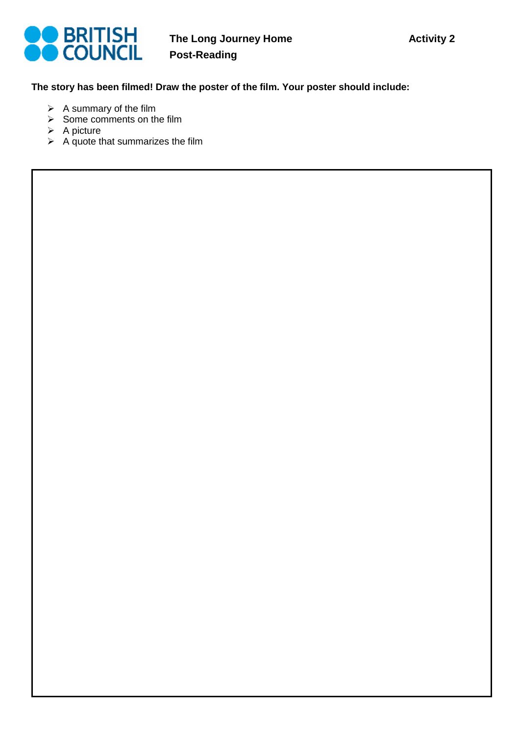**The Long Journey Home** **Activity 2**

**Post-Reading**

**The story has been filmed! Draw the poster of the film. Your poster should include:**

- A summary of the film
- Some comments on the film
- A picture
- A quote that summarizes the film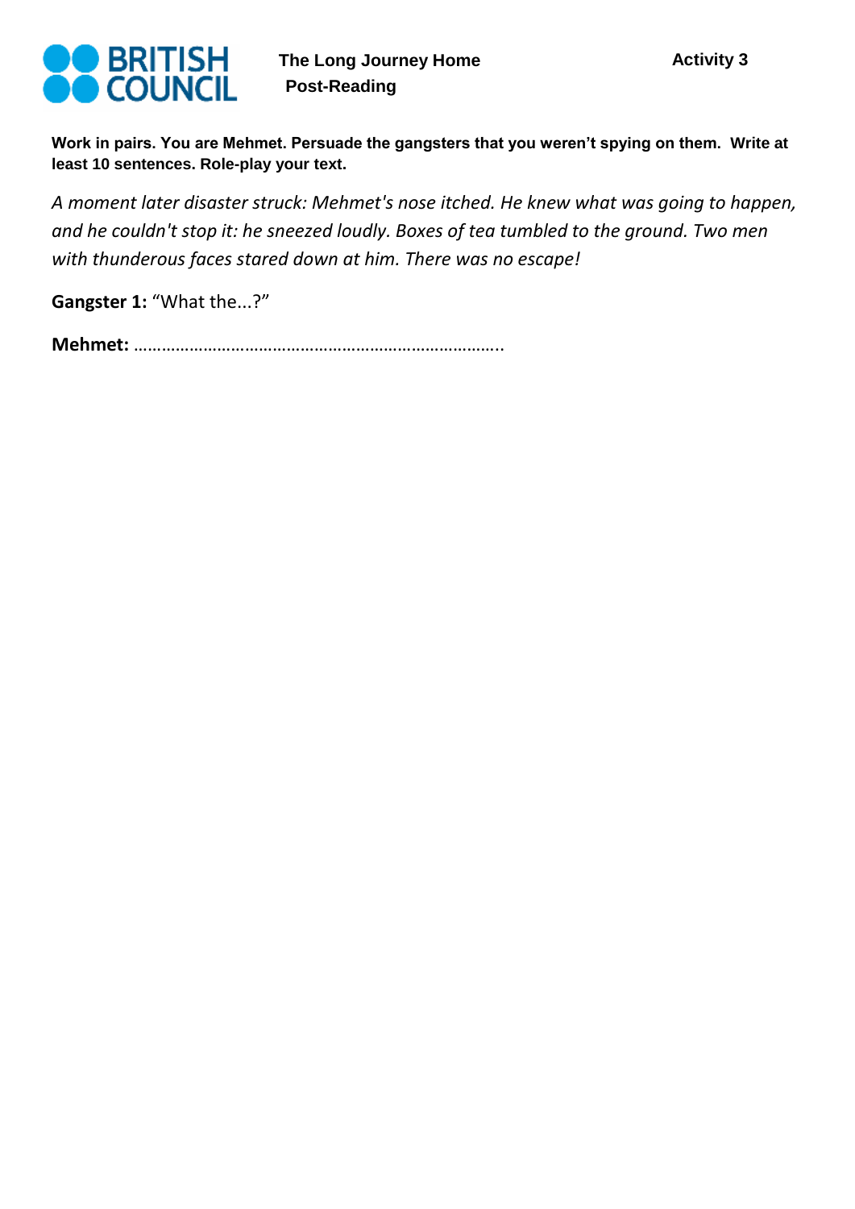**The Long Journey Home**
**Post-Reading**

**Activity 3**

**Work in pairs. You are Mehmet. Persuade the gangsters that you weren't spying on them. Write at least 10 sentences. Role-play your text.**

*A moment later disaster struck: Mehmet's nose itched. He knew what was going to happen, and he couldn't stop it: he sneezed loudly. Boxes of tea tumbled to the ground. Two men with thunderous faces stared down at him. There was no escape!*

**Gangster 1:** "What the...?"

**Mehmet:** ……………………………………………………………………..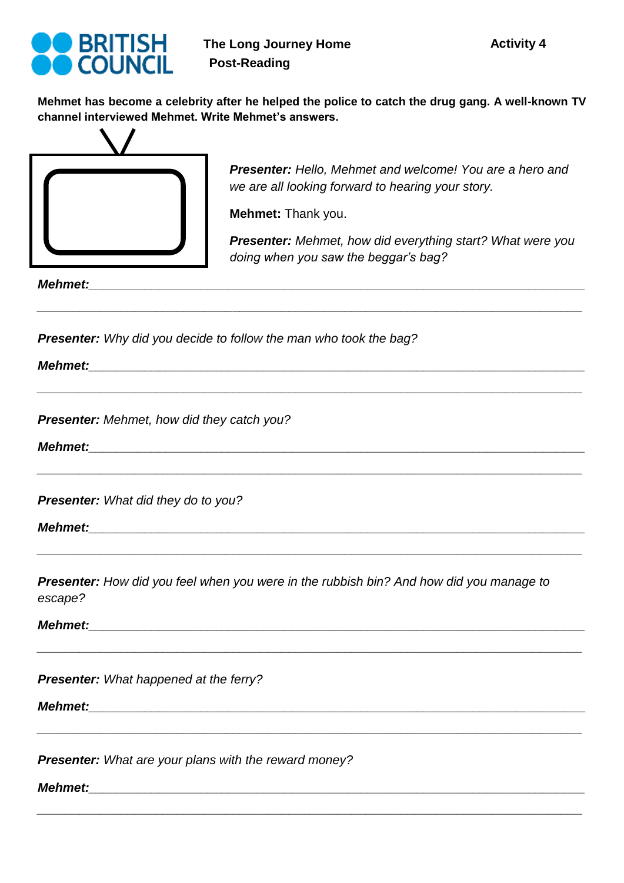**The Long Journey Home**
**Post-Reading**

**Activity 4**

**Mehmet has become a celebrity after he helped the police to catch the drug gang. A well-known TV channel interviewed Mehmet. Write Mehmet's answers.**

***Presenter:*** *Hello, Mehmet and welcome! You are a hero and we are all looking forward to hearing your story.*

**Mehmet:** Thank you.

***Presenter:*** *Mehmet, how did everything start? What were you doing when you saw the beggar's bag?*

***Mehmet:***________________________________________________________________

________________________________________________________________________

***Presenter:*** *Why did you decide to follow the man who took the bag?*

***Mehmet:***________________________________________________________________

________________________________________________________________________

***Presenter:*** *Mehmet, how did they catch you?*

***Mehmet:***________________________________________________________________

________________________________________________________________________

***Presenter:*** *What did they do to you?*

***Mehmet:***________________________________________________________________

________________________________________________________________________

***Presenter:*** *How did you feel when you were in the rubbish bin? And how did you manage to escape?*

***Mehmet:***________________________________________________________________

________________________________________________________________________

***Presenter:*** *What happened at the ferry?*

***Mehmet:***________________________________________________________________

________________________________________________________________________

***Presenter:*** *What are your plans with the reward money?*

***Mehmet:***________________________________________________________________

________________________________________________________________________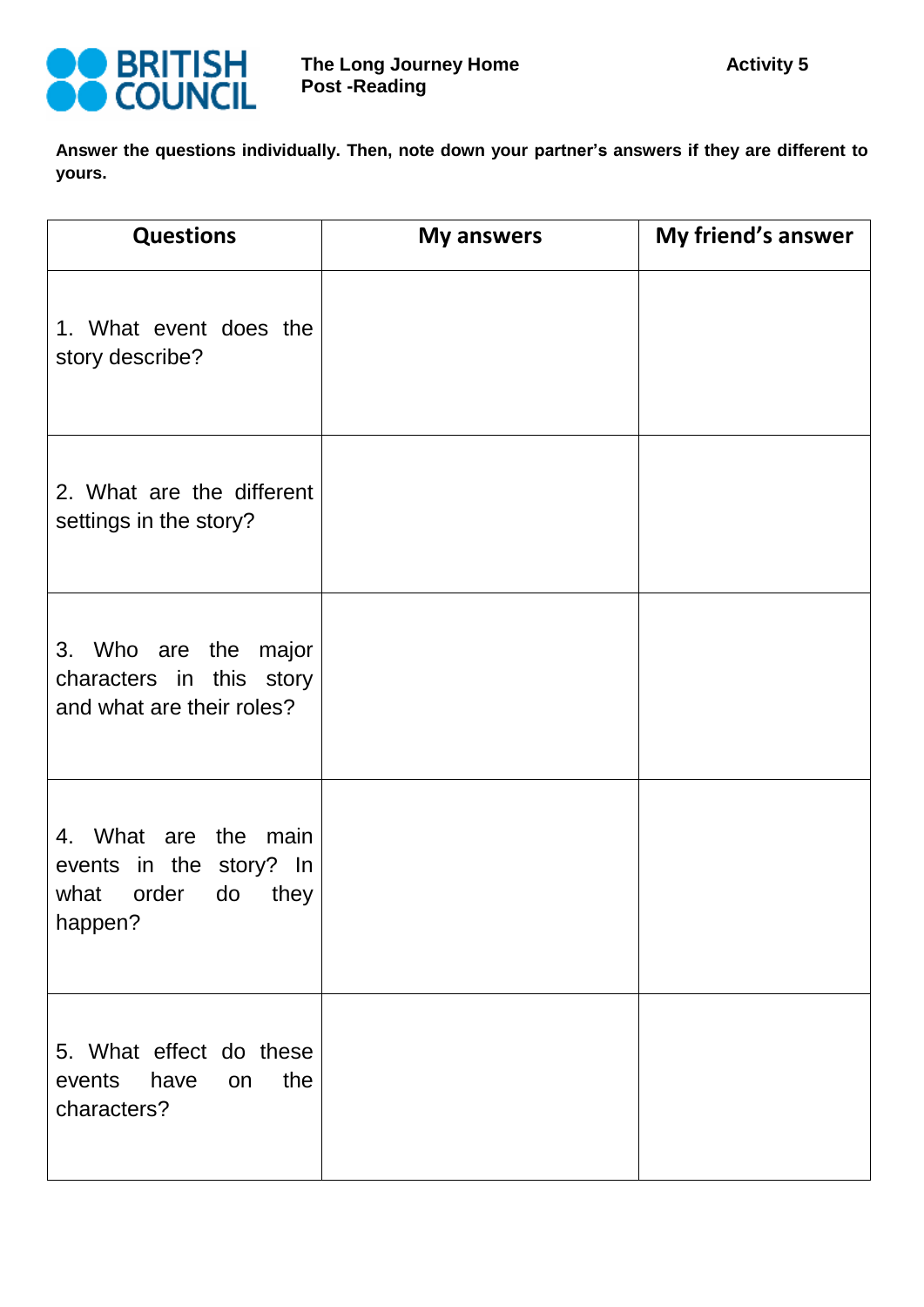BRITISH COUNCIL

**The Long Journey Home**
**Post -Reading**

**Activity 5**

**Answer the questions individually. Then, note down your partner's answers if they are different to yours.**

| Questions | My answers | My friend's answer |
|---|---|---|
| 1. What event does the story describe? | | |
| 2. What are the different settings in the story? | | |
| 3. Who are the major characters in this story and what are their roles? | | |
| 4. What are the main events in the story? In what order do they happen? | | |
| 5. What effect do these events have on the characters? | | |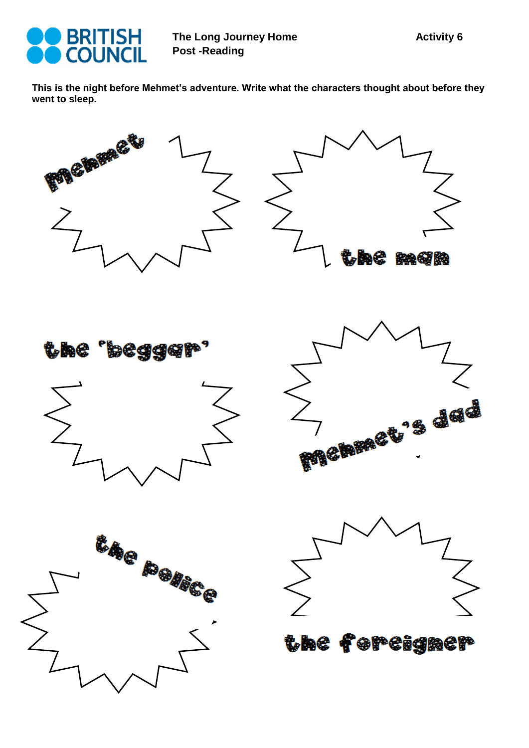**The Long Journey Home**
**Post -Reading**

**Activity 6**

**This is the night before Mehmet's adventure. Write what the characters thought about before they went to sleep.**

Mehmet

the man

the 'beggar'

Mehmet's dad

the police

the foreigner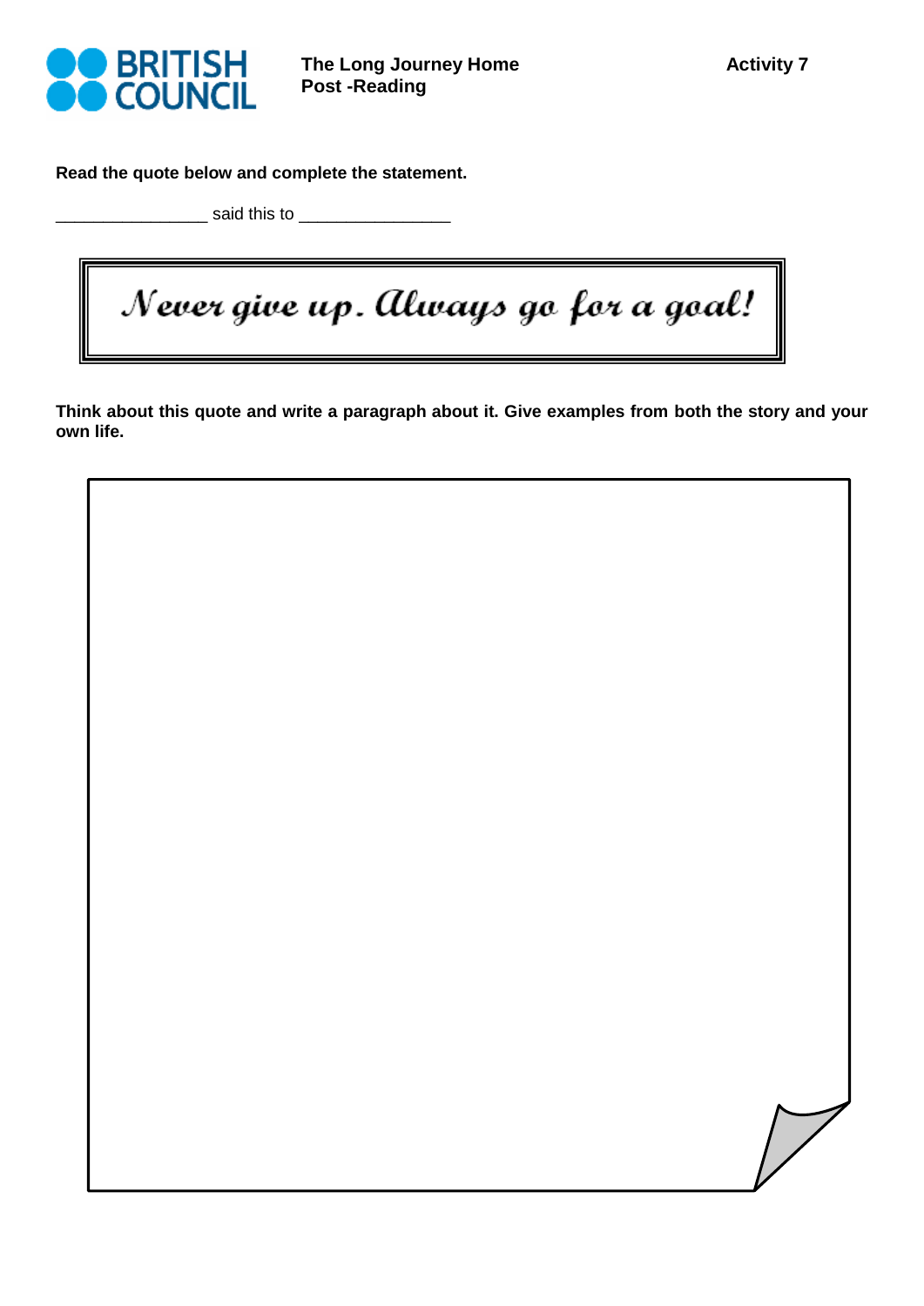**The Long Journey Home**
**Post -Reading**

**Activity 7**

**Read the quote below and complete the statement.**

________________ said this to ________________

> *Never give up. Always go for a goal!*

**Think about this quote and write a paragraph about it. Give examples from both the story and your own life.**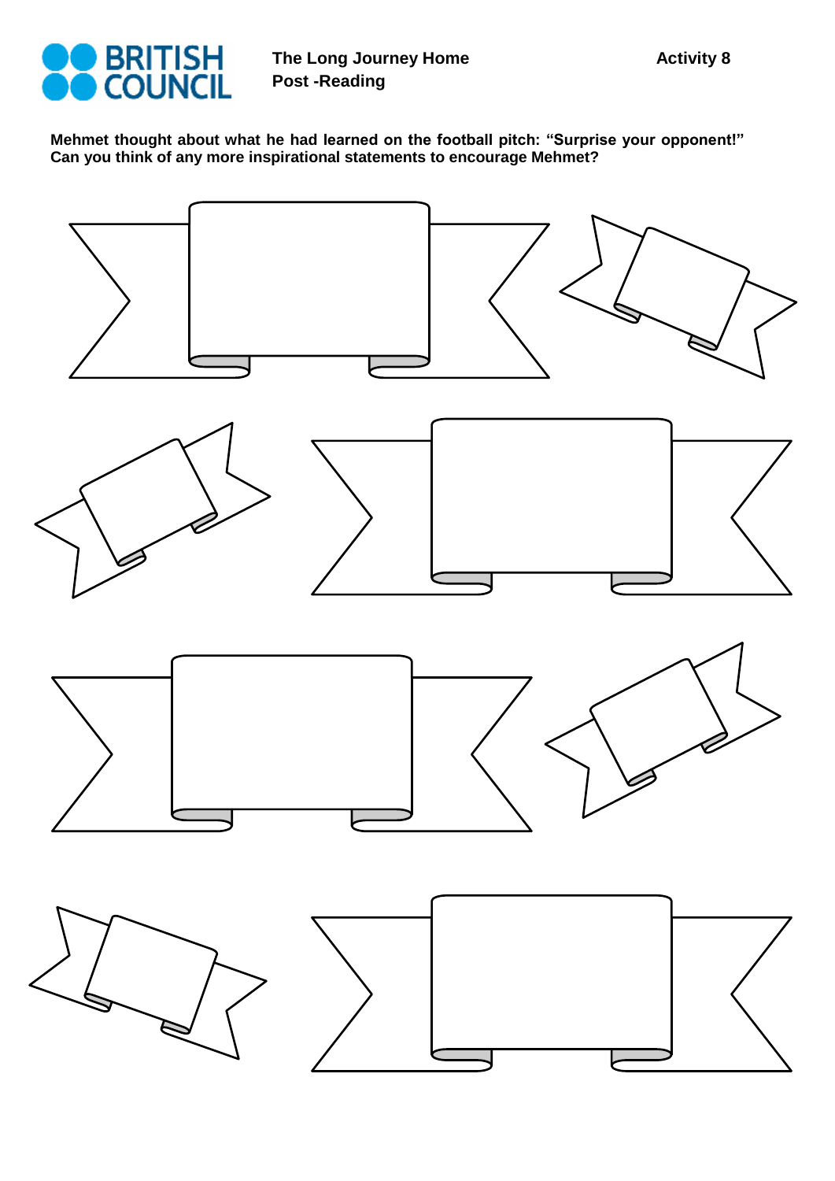The Long Journey Home
Post -Reading

Activity 8

**Mehmet thought about what he had learned on the football pitch: "Surprise your opponent!" Can you think of any more inspirational statements to encourage Mehmet?**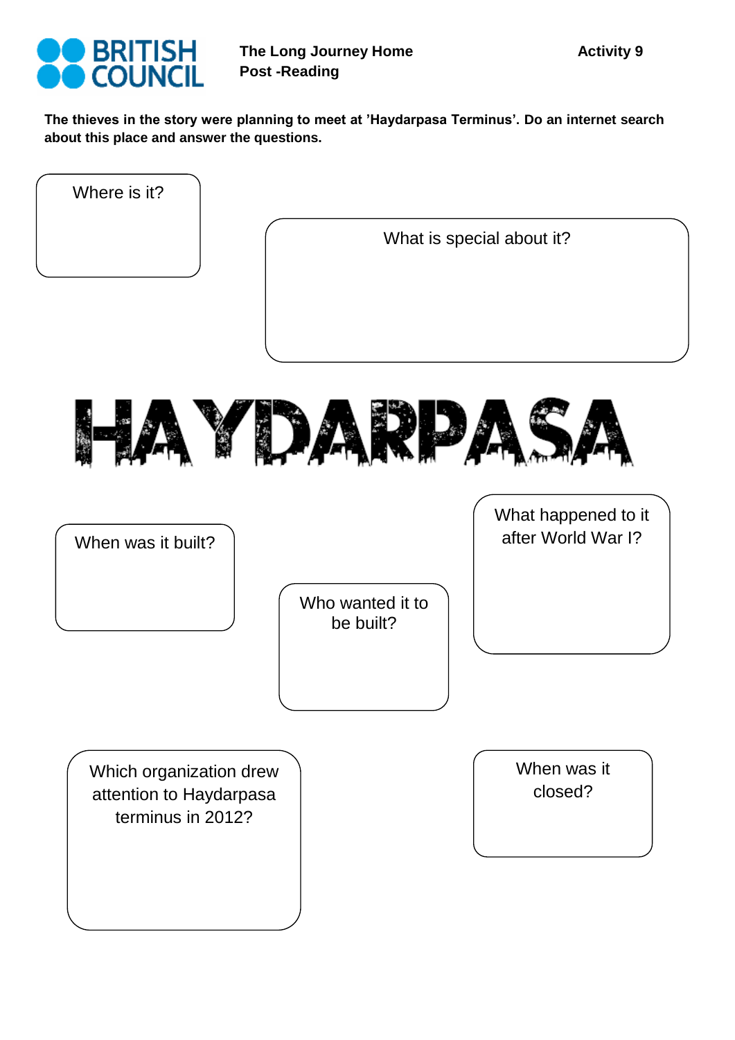BRITISH COUNCIL

**The Long Journey Home**
**Post -Reading**

**Activity 9**

**The thieves in the story were planning to meet at 'Haydarpasa Terminus'. Do an internet search about this place and answer the questions.**

Where is it?

What is special about it?

# HAYDARPASA

When was it built?

Who wanted it to be built?

What happened to it after World War I?

Which organization drew attention to Haydarpasa terminus in 2012?

When was it closed?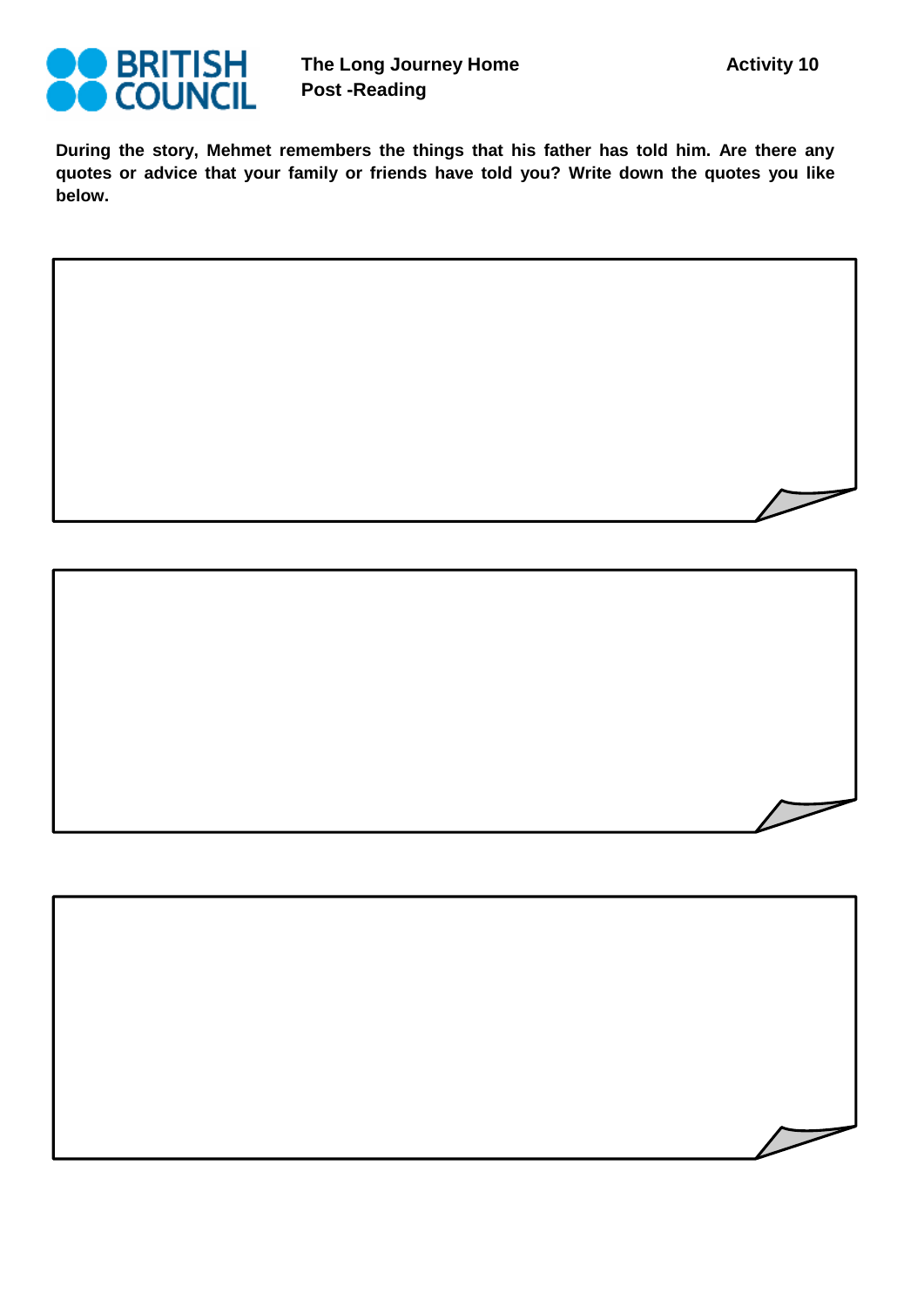**The Long Journey Home**
**Post -Reading**

**Activity 10**

**During the story, Mehmet remembers the things that his father has told him. Are there any quotes or advice that your family or friends have told you? Write down the quotes you like below.**